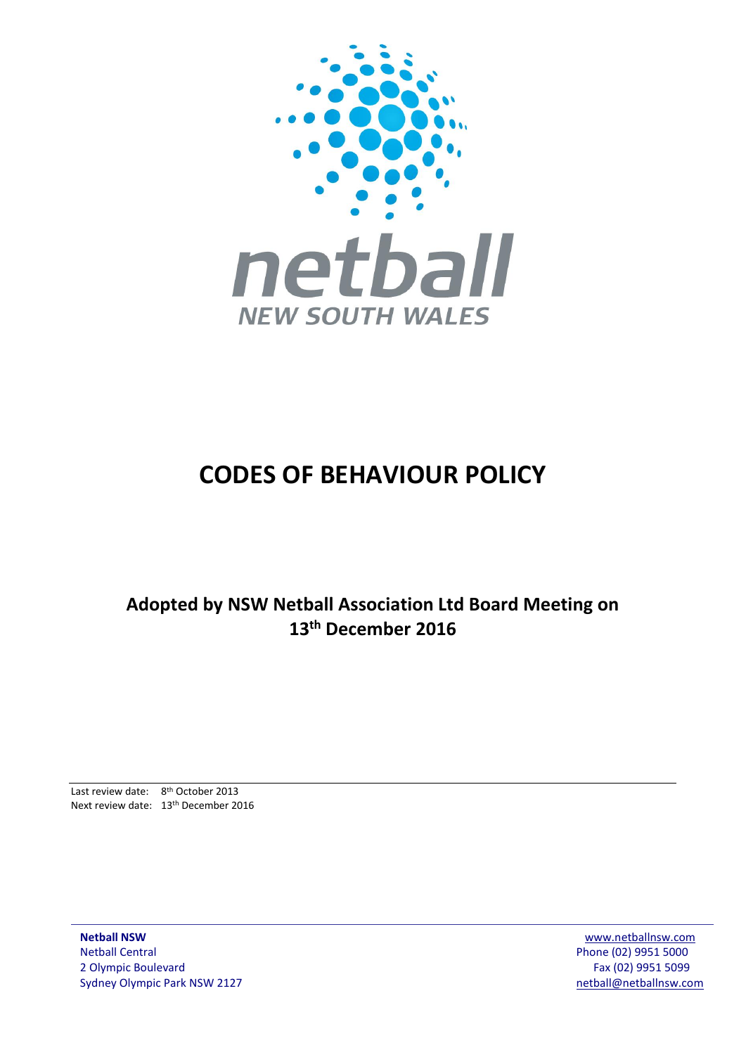# CODES OF BEHAVIOUR POLICY

**Adopted by NSW Netball Association Ltd Board Meeting on 13th December 2016**

Last review date: 8th October 2013
Next review date: 13th December 2016

**Netball NSW**
Netball Central
2 Olympic Boulevard
Sydney Olympic Park NSW 2127

www.netballnsw.com
Phone (02) 9951 5000
Fax (02) 9951 5099
netball@netballnsw.com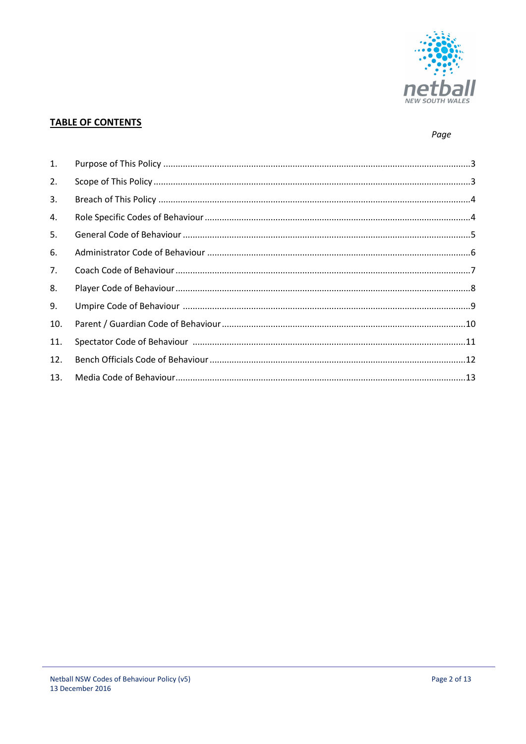## TABLE OF CONTENTS

*Page*

| | | |
|---|---|---|
| 1. | Purpose of This Policy | 3 |
| 2. | Scope of This Policy | 3 |
| 3. | Breach of This Policy | 4 |
| 4. | Role Specific Codes of Behaviour | 4 |
| 5. | General Code of Behaviour | 5 |
| 6. | Administrator Code of Behaviour | 6 |
| 7. | Coach Code of Behaviour | 7 |
| 8. | Player Code of Behaviour | 8 |
| 9. | Umpire Code of Behaviour | 9 |
| 10. | Parent / Guardian Code of Behaviour | 10 |
| 11. | Spectator Code of Behaviour | 11 |
| 12. | Bench Officials Code of Behaviour | 12 |
| 13. | Media Code of Behaviour | 13 |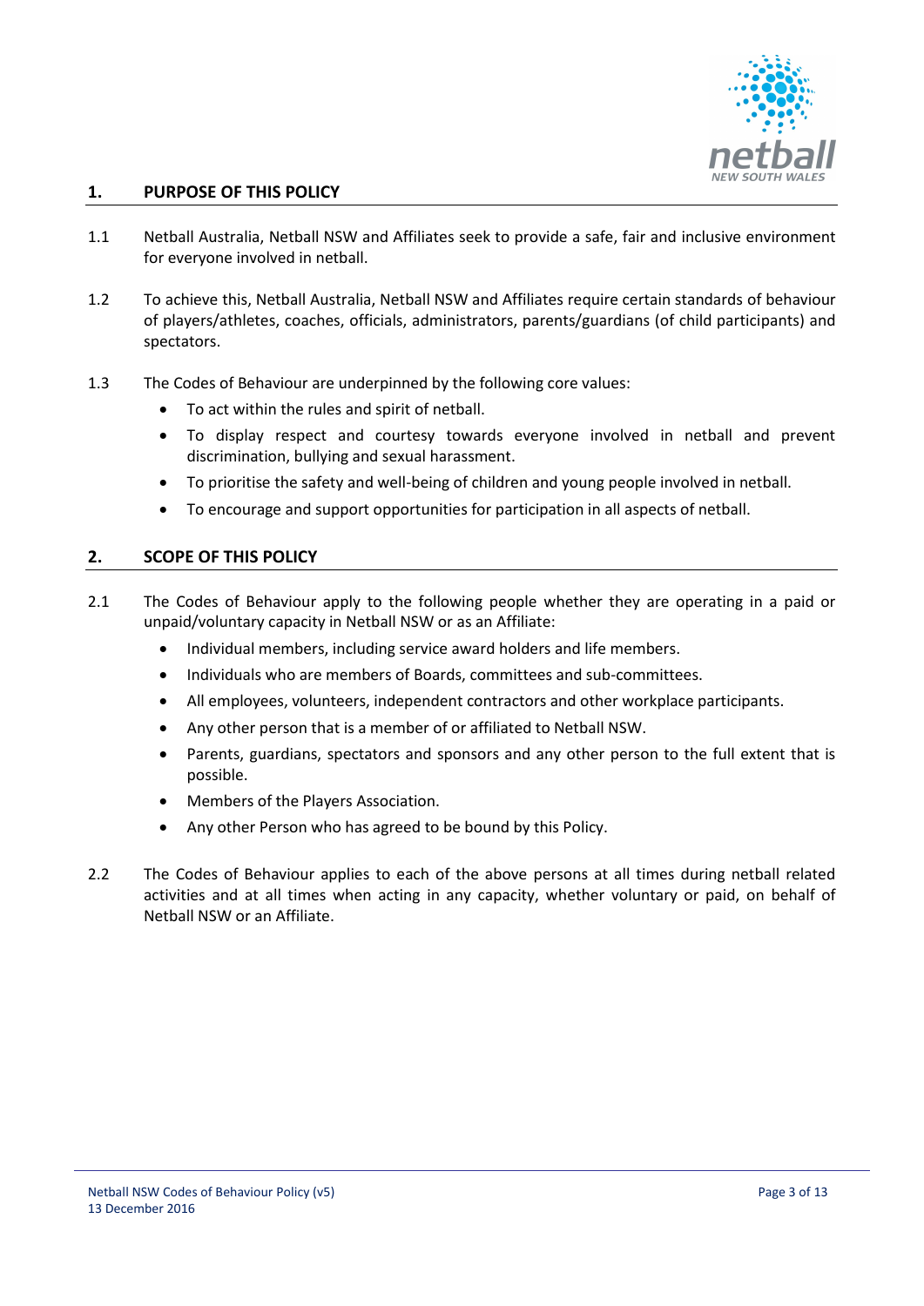## 1. PURPOSE OF THIS POLICY

1.1 Netball Australia, Netball NSW and Affiliates seek to provide a safe, fair and inclusive environment for everyone involved in netball.

1.2 To achieve this, Netball Australia, Netball NSW and Affiliates require certain standards of behaviour of players/athletes, coaches, officials, administrators, parents/guardians (of child participants) and spectators.

1.3 The Codes of Behaviour are underpinned by the following core values:

- To act within the rules and spirit of netball.
- To display respect and courtesy towards everyone involved in netball and prevent discrimination, bullying and sexual harassment.
- To prioritise the safety and well-being of children and young people involved in netball.
- To encourage and support opportunities for participation in all aspects of netball.

## 2. SCOPE OF THIS POLICY

2.1 The Codes of Behaviour apply to the following people whether they are operating in a paid or unpaid/voluntary capacity in Netball NSW or as an Affiliate:

- Individual members, including service award holders and life members.
- Individuals who are members of Boards, committees and sub-committees.
- All employees, volunteers, independent contractors and other workplace participants.
- Any other person that is a member of or affiliated to Netball NSW.
- Parents, guardians, spectators and sponsors and any other person to the full extent that is possible.
- Members of the Players Association.
- Any other Person who has agreed to be bound by this Policy.

2.2 The Codes of Behaviour applies to each of the above persons at all times during netball related activities and at all times when acting in any capacity, whether voluntary or paid, on behalf of Netball NSW or an Affiliate.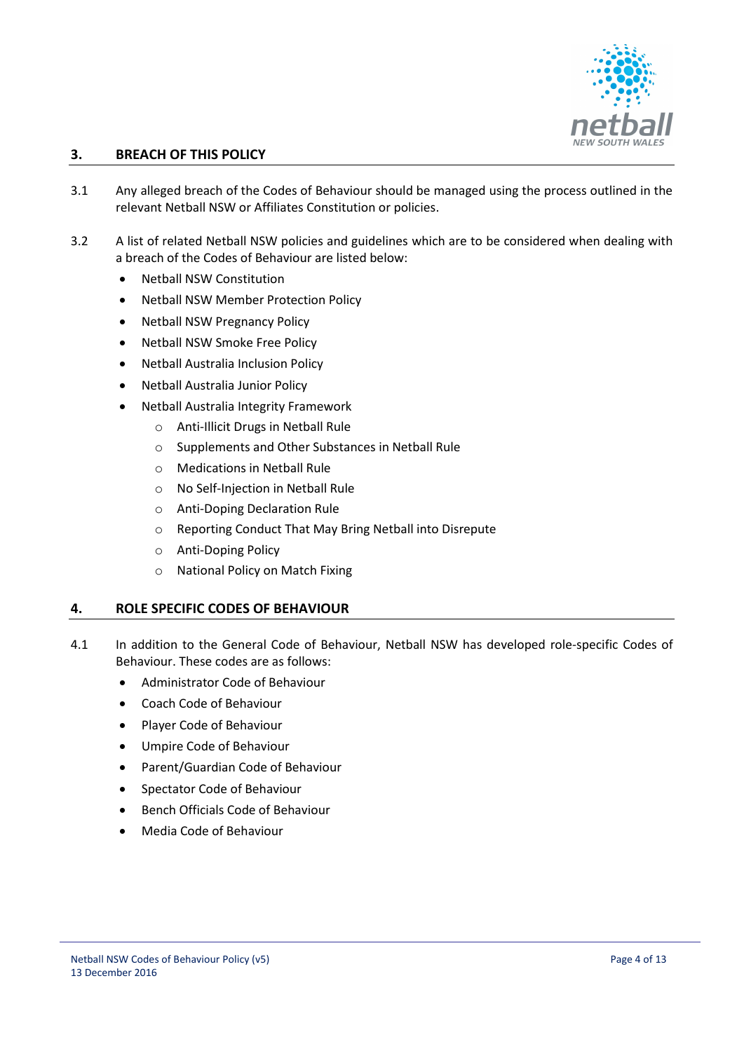## 3. BREACH OF THIS POLICY

3.1 Any alleged breach of the Codes of Behaviour should be managed using the process outlined in the relevant Netball NSW or Affiliates Constitution or policies.

3.2 A list of related Netball NSW policies and guidelines which are to be considered when dealing with a breach of the Codes of Behaviour are listed below:

- Netball NSW Constitution
- Netball NSW Member Protection Policy
- Netball NSW Pregnancy Policy
- Netball NSW Smoke Free Policy
- Netball Australia Inclusion Policy
- Netball Australia Junior Policy
- Netball Australia Integrity Framework
    - Anti-Illicit Drugs in Netball Rule
    - Supplements and Other Substances in Netball Rule
    - Medications in Netball Rule
    - No Self-Injection in Netball Rule
    - Anti-Doping Declaration Rule
    - Reporting Conduct That May Bring Netball into Disrepute
    - Anti-Doping Policy
    - National Policy on Match Fixing

## 4. ROLE SPECIFIC CODES OF BEHAVIOUR

4.1 In addition to the General Code of Behaviour, Netball NSW has developed role-specific Codes of Behaviour. These codes are as follows:

- Administrator Code of Behaviour
- Coach Code of Behaviour
- Player Code of Behaviour
- Umpire Code of Behaviour
- Parent/Guardian Code of Behaviour
- Spectator Code of Behaviour
- Bench Officials Code of Behaviour
- Media Code of Behaviour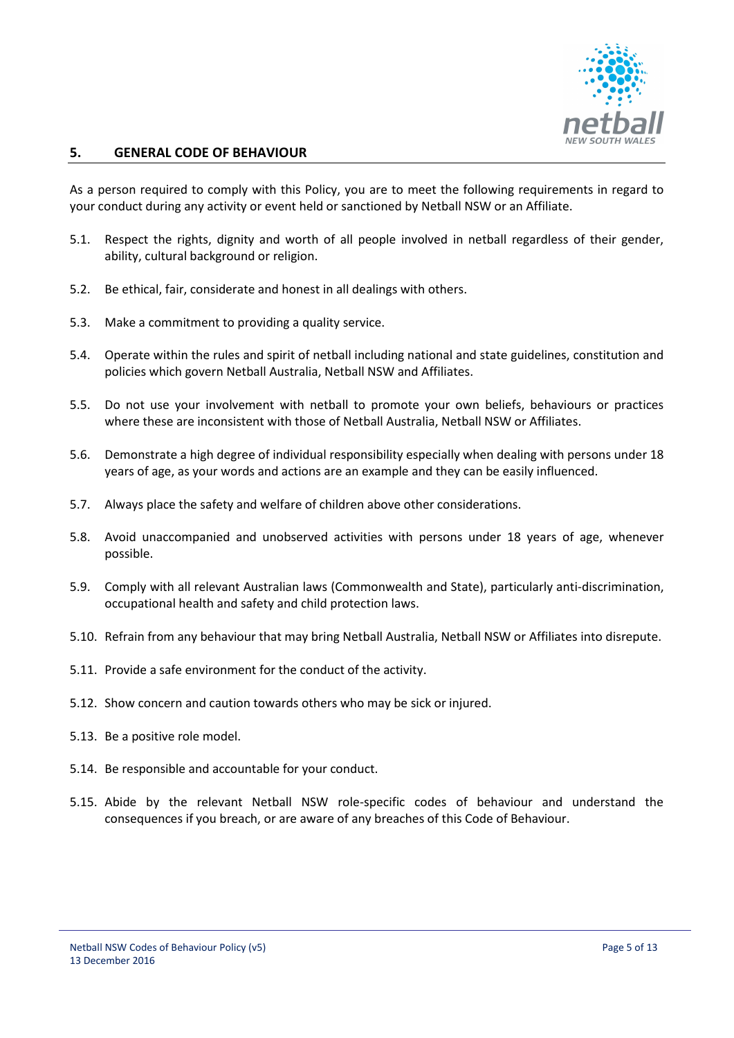## 5. GENERAL CODE OF BEHAVIOUR

As a person required to comply with this Policy, you are to meet the following requirements in regard to your conduct during any activity or event held or sanctioned by Netball NSW or an Affiliate.

5.1. Respect the rights, dignity and worth of all people involved in netball regardless of their gender, ability, cultural background or religion.

5.2. Be ethical, fair, considerate and honest in all dealings with others.

5.3. Make a commitment to providing a quality service.

5.4. Operate within the rules and spirit of netball including national and state guidelines, constitution and policies which govern Netball Australia, Netball NSW and Affiliates.

5.5. Do not use your involvement with netball to promote your own beliefs, behaviours or practices where these are inconsistent with those of Netball Australia, Netball NSW or Affiliates.

5.6. Demonstrate a high degree of individual responsibility especially when dealing with persons under 18 years of age, as your words and actions are an example and they can be easily influenced.

5.7. Always place the safety and welfare of children above other considerations.

5.8. Avoid unaccompanied and unobserved activities with persons under 18 years of age, whenever possible.

5.9. Comply with all relevant Australian laws (Commonwealth and State), particularly anti-discrimination, occupational health and safety and child protection laws.

5.10. Refrain from any behaviour that may bring Netball Australia, Netball NSW or Affiliates into disrepute.

5.11. Provide a safe environment for the conduct of the activity.

5.12. Show concern and caution towards others who may be sick or injured.

5.13. Be a positive role model.

5.14. Be responsible and accountable for your conduct.

5.15. Abide by the relevant Netball NSW role-specific codes of behaviour and understand the consequences if you breach, or are aware of any breaches of this Code of Behaviour.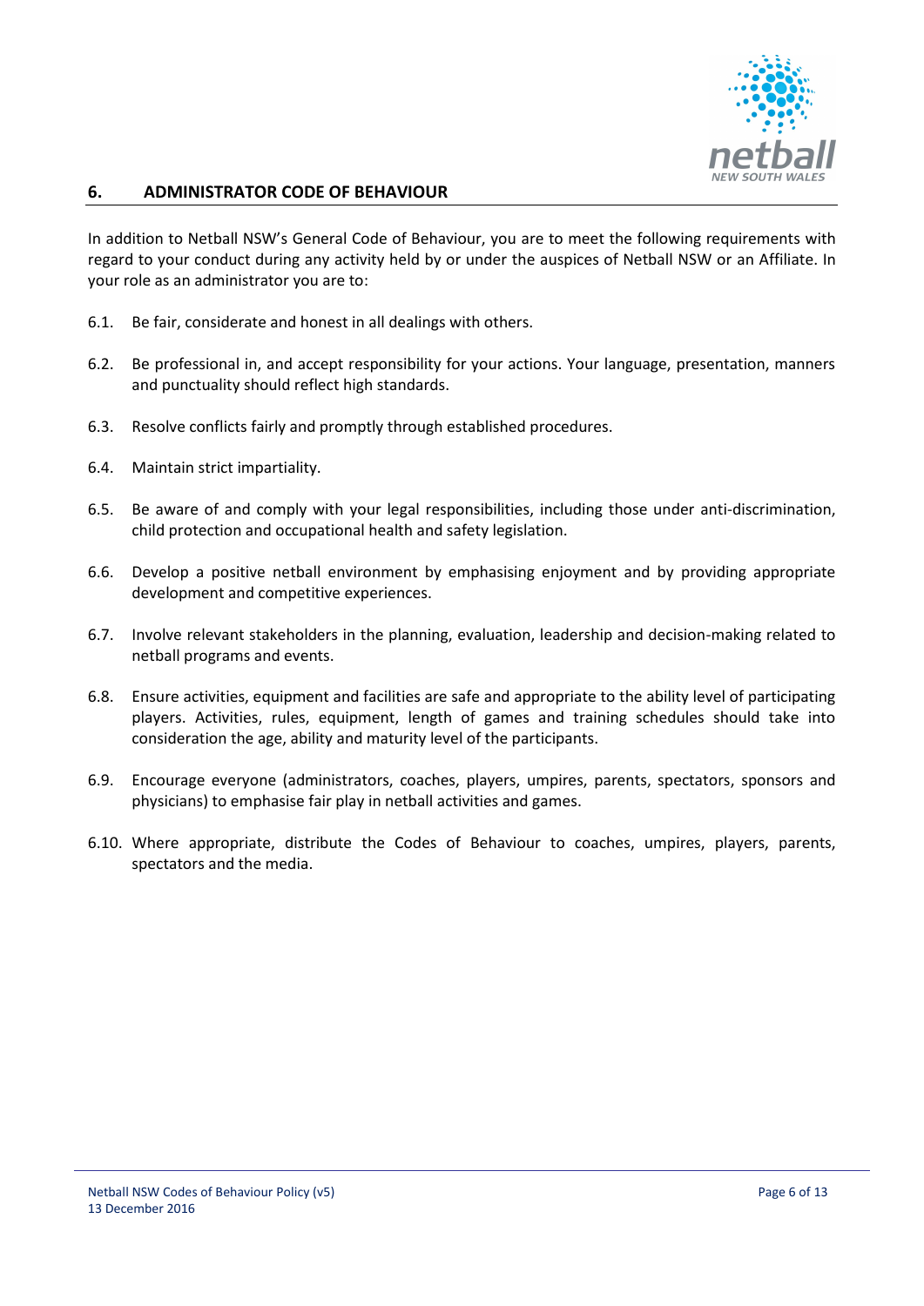## 6. ADMINISTRATOR CODE OF BEHAVIOUR

In addition to Netball NSW's General Code of Behaviour, you are to meet the following requirements with regard to your conduct during any activity held by or under the auspices of Netball NSW or an Affiliate. In your role as an administrator you are to:

6.1. Be fair, considerate and honest in all dealings with others.

6.2. Be professional in, and accept responsibility for your actions. Your language, presentation, manners and punctuality should reflect high standards.

6.3. Resolve conflicts fairly and promptly through established procedures.

6.4. Maintain strict impartiality.

6.5. Be aware of and comply with your legal responsibilities, including those under anti-discrimination, child protection and occupational health and safety legislation.

6.6. Develop a positive netball environment by emphasising enjoyment and by providing appropriate development and competitive experiences.

6.7. Involve relevant stakeholders in the planning, evaluation, leadership and decision-making related to netball programs and events.

6.8. Ensure activities, equipment and facilities are safe and appropriate to the ability level of participating players. Activities, rules, equipment, length of games and training schedules should take into consideration the age, ability and maturity level of the participants.

6.9. Encourage everyone (administrators, coaches, players, umpires, parents, spectators, sponsors and physicians) to emphasise fair play in netball activities and games.

6.10. Where appropriate, distribute the Codes of Behaviour to coaches, umpires, players, parents, spectators and the media.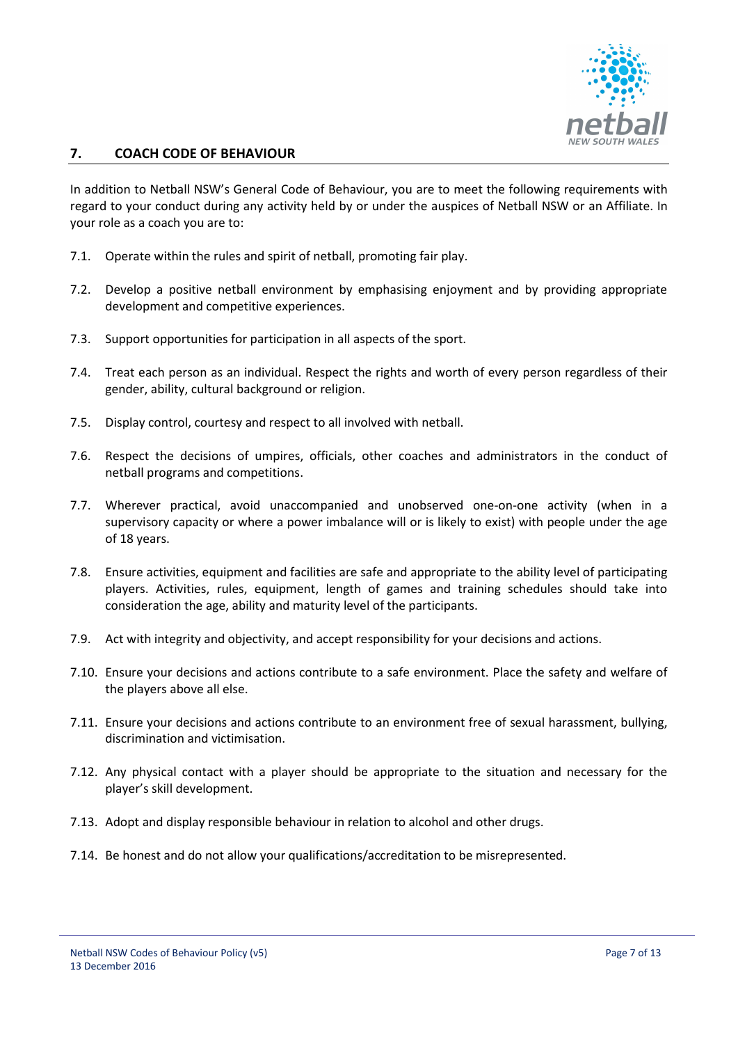## 7. COACH CODE OF BEHAVIOUR

In addition to Netball NSW's General Code of Behaviour, you are to meet the following requirements with regard to your conduct during any activity held by or under the auspices of Netball NSW or an Affiliate. In your role as a coach you are to:

7.1. Operate within the rules and spirit of netball, promoting fair play.

7.2. Develop a positive netball environment by emphasising enjoyment and by providing appropriate development and competitive experiences.

7.3. Support opportunities for participation in all aspects of the sport.

7.4. Treat each person as an individual. Respect the rights and worth of every person regardless of their gender, ability, cultural background or religion.

7.5. Display control, courtesy and respect to all involved with netball.

7.6. Respect the decisions of umpires, officials, other coaches and administrators in the conduct of netball programs and competitions.

7.7. Wherever practical, avoid unaccompanied and unobserved one-on-one activity (when in a supervisory capacity or where a power imbalance will or is likely to exist) with people under the age of 18 years.

7.8. Ensure activities, equipment and facilities are safe and appropriate to the ability level of participating players. Activities, rules, equipment, length of games and training schedules should take into consideration the age, ability and maturity level of the participants.

7.9. Act with integrity and objectivity, and accept responsibility for your decisions and actions.

7.10. Ensure your decisions and actions contribute to a safe environment. Place the safety and welfare of the players above all else.

7.11. Ensure your decisions and actions contribute to an environment free of sexual harassment, bullying, discrimination and victimisation.

7.12. Any physical contact with a player should be appropriate to the situation and necessary for the player's skill development.

7.13. Adopt and display responsible behaviour in relation to alcohol and other drugs.

7.14. Be honest and do not allow your qualifications/accreditation to be misrepresented.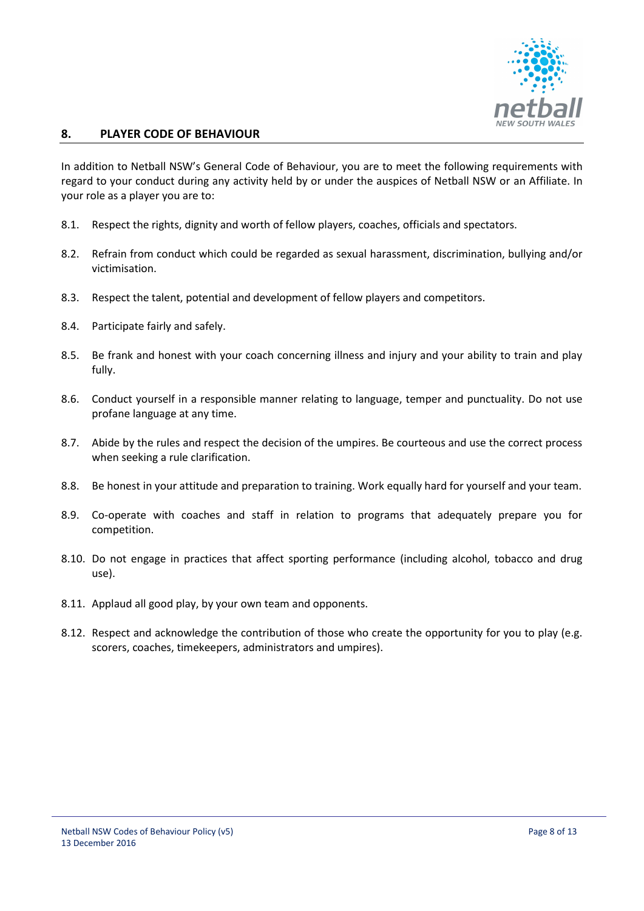## 8. PLAYER CODE OF BEHAVIOUR

In addition to Netball NSW's General Code of Behaviour, you are to meet the following requirements with regard to your conduct during any activity held by or under the auspices of Netball NSW or an Affiliate. In your role as a player you are to:

8.1. Respect the rights, dignity and worth of fellow players, coaches, officials and spectators.

8.2. Refrain from conduct which could be regarded as sexual harassment, discrimination, bullying and/or victimisation.

8.3. Respect the talent, potential and development of fellow players and competitors.

8.4. Participate fairly and safely.

8.5. Be frank and honest with your coach concerning illness and injury and your ability to train and play fully.

8.6. Conduct yourself in a responsible manner relating to language, temper and punctuality. Do not use profane language at any time.

8.7. Abide by the rules and respect the decision of the umpires. Be courteous and use the correct process when seeking a rule clarification.

8.8. Be honest in your attitude and preparation to training. Work equally hard for yourself and your team.

8.9. Co-operate with coaches and staff in relation to programs that adequately prepare you for competition.

8.10. Do not engage in practices that affect sporting performance (including alcohol, tobacco and drug use).

8.11. Applaud all good play, by your own team and opponents.

8.12. Respect and acknowledge the contribution of those who create the opportunity for you to play (e.g. scorers, coaches, timekeepers, administrators and umpires).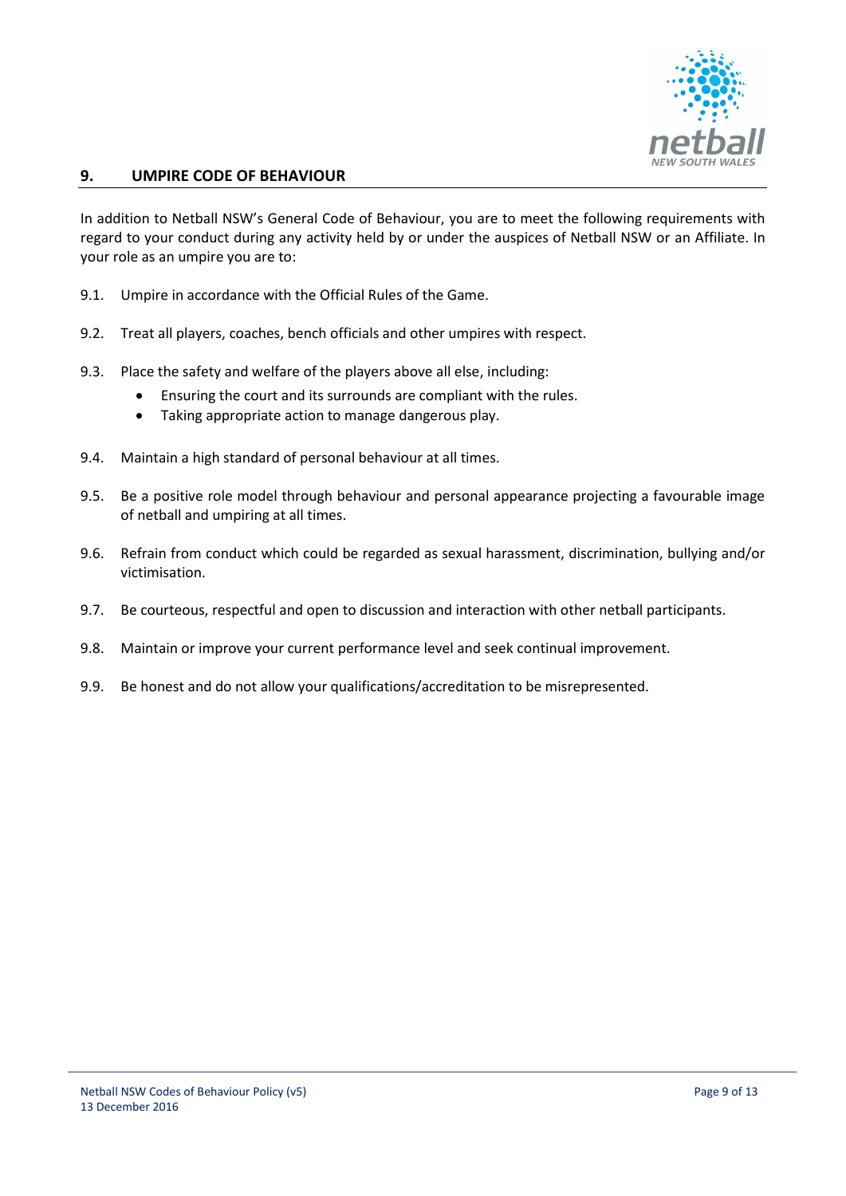## 9. UMPIRE CODE OF BEHAVIOUR

In addition to Netball NSW's General Code of Behaviour, you are to meet the following requirements with regard to your conduct during any activity held by or under the auspices of Netball NSW or an Affiliate. In your role as an umpire you are to:

9.1. Umpire in accordance with the Official Rules of the Game.

9.2. Treat all players, coaches, bench officials and other umpires with respect.

9.3. Place the safety and welfare of the players above all else, including:

- Ensuring the court and its surrounds are compliant with the rules.
- Taking appropriate action to manage dangerous play.

9.4. Maintain a high standard of personal behaviour at all times.

9.5. Be a positive role model through behaviour and personal appearance projecting a favourable image of netball and umpiring at all times.

9.6. Refrain from conduct which could be regarded as sexual harassment, discrimination, bullying and/or victimisation.

9.7. Be courteous, respectful and open to discussion and interaction with other netball participants.

9.8. Maintain or improve your current performance level and seek continual improvement.

9.9. Be honest and do not allow your qualifications/accreditation to be misrepresented.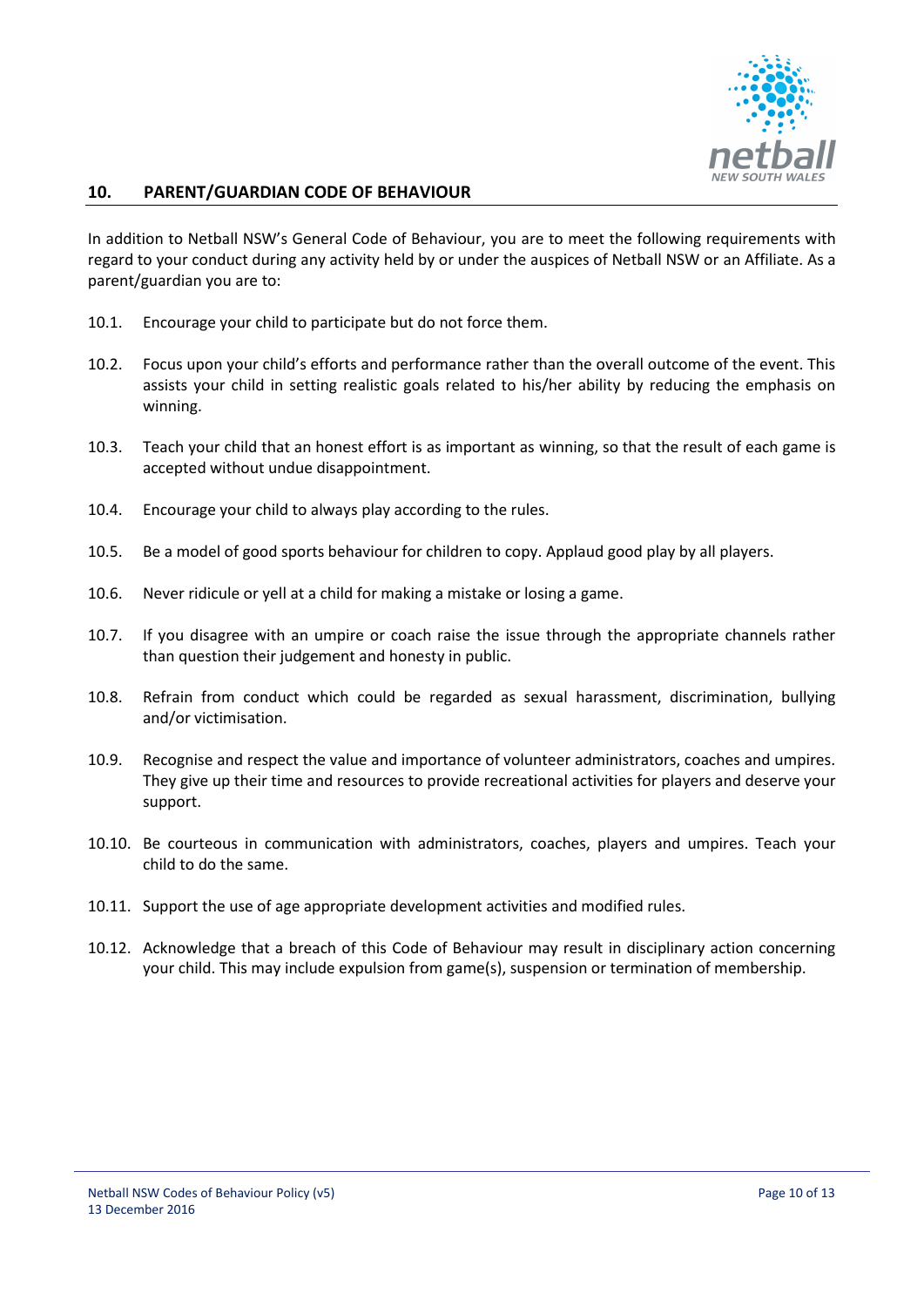## 10. PARENT/GUARDIAN CODE OF BEHAVIOUR

In addition to Netball NSW's General Code of Behaviour, you are to meet the following requirements with regard to your conduct during any activity held by or under the auspices of Netball NSW or an Affiliate. As a parent/guardian you are to:

10.1. Encourage your child to participate but do not force them.

10.2. Focus upon your child's efforts and performance rather than the overall outcome of the event. This assists your child in setting realistic goals related to his/her ability by reducing the emphasis on winning.

10.3. Teach your child that an honest effort is as important as winning, so that the result of each game is accepted without undue disappointment.

10.4. Encourage your child to always play according to the rules.

10.5. Be a model of good sports behaviour for children to copy. Applaud good play by all players.

10.6. Never ridicule or yell at a child for making a mistake or losing a game.

10.7. If you disagree with an umpire or coach raise the issue through the appropriate channels rather than question their judgement and honesty in public.

10.8. Refrain from conduct which could be regarded as sexual harassment, discrimination, bullying and/or victimisation.

10.9. Recognise and respect the value and importance of volunteer administrators, coaches and umpires. They give up their time and resources to provide recreational activities for players and deserve your support.

10.10. Be courteous in communication with administrators, coaches, players and umpires. Teach your child to do the same.

10.11. Support the use of age appropriate development activities and modified rules.

10.12. Acknowledge that a breach of this Code of Behaviour may result in disciplinary action concerning your child. This may include expulsion from game(s), suspension or termination of membership.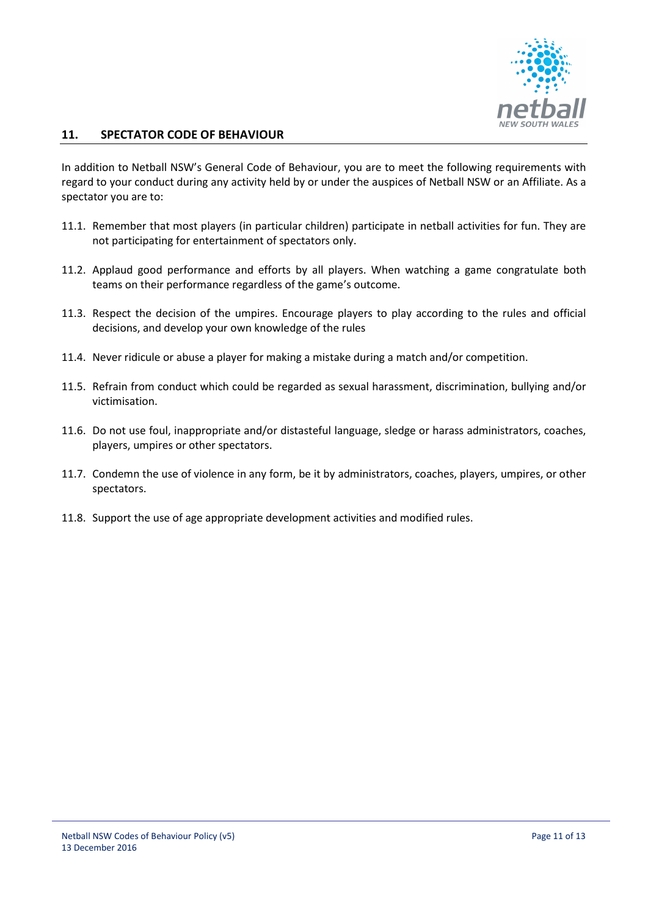## 11. SPECTATOR CODE OF BEHAVIOUR

In addition to Netball NSW's General Code of Behaviour, you are to meet the following requirements with regard to your conduct during any activity held by or under the auspices of Netball NSW or an Affiliate. As a spectator you are to:

11.1. Remember that most players (in particular children) participate in netball activities for fun. They are not participating for entertainment of spectators only.

11.2. Applaud good performance and efforts by all players. When watching a game congratulate both teams on their performance regardless of the game's outcome.

11.3. Respect the decision of the umpires. Encourage players to play according to the rules and official decisions, and develop your own knowledge of the rules

11.4. Never ridicule or abuse a player for making a mistake during a match and/or competition.

11.5. Refrain from conduct which could be regarded as sexual harassment, discrimination, bullying and/or victimisation.

11.6. Do not use foul, inappropriate and/or distasteful language, sledge or harass administrators, coaches, players, umpires or other spectators.

11.7. Condemn the use of violence in any form, be it by administrators, coaches, players, umpires, or other spectators.

11.8. Support the use of age appropriate development activities and modified rules.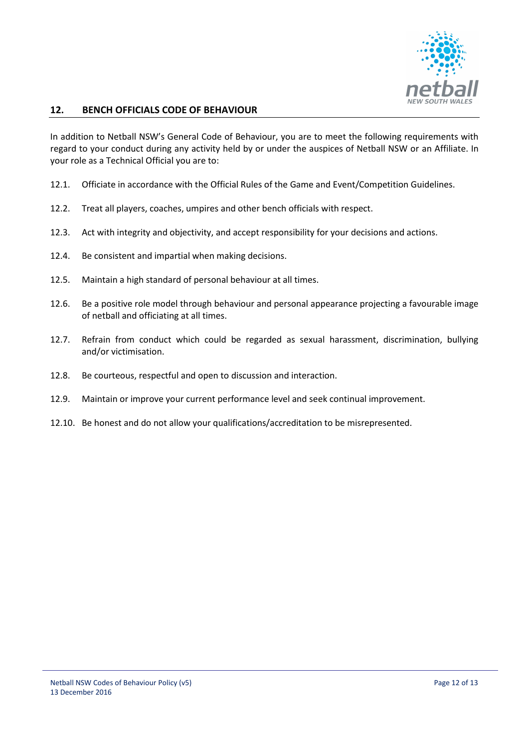## 12. BENCH OFFICIALS CODE OF BEHAVIOUR

In addition to Netball NSW's General Code of Behaviour, you are to meet the following requirements with regard to your conduct during any activity held by or under the auspices of Netball NSW or an Affiliate. In your role as a Technical Official you are to:

12.1. Officiate in accordance with the Official Rules of the Game and Event/Competition Guidelines.

12.2. Treat all players, coaches, umpires and other bench officials with respect.

12.3. Act with integrity and objectivity, and accept responsibility for your decisions and actions.

12.4. Be consistent and impartial when making decisions.

12.5. Maintain a high standard of personal behaviour at all times.

12.6. Be a positive role model through behaviour and personal appearance projecting a favourable image of netball and officiating at all times.

12.7. Refrain from conduct which could be regarded as sexual harassment, discrimination, bullying and/or victimisation.

12.8. Be courteous, respectful and open to discussion and interaction.

12.9. Maintain or improve your current performance level and seek continual improvement.

12.10. Be honest and do not allow your qualifications/accreditation to be misrepresented.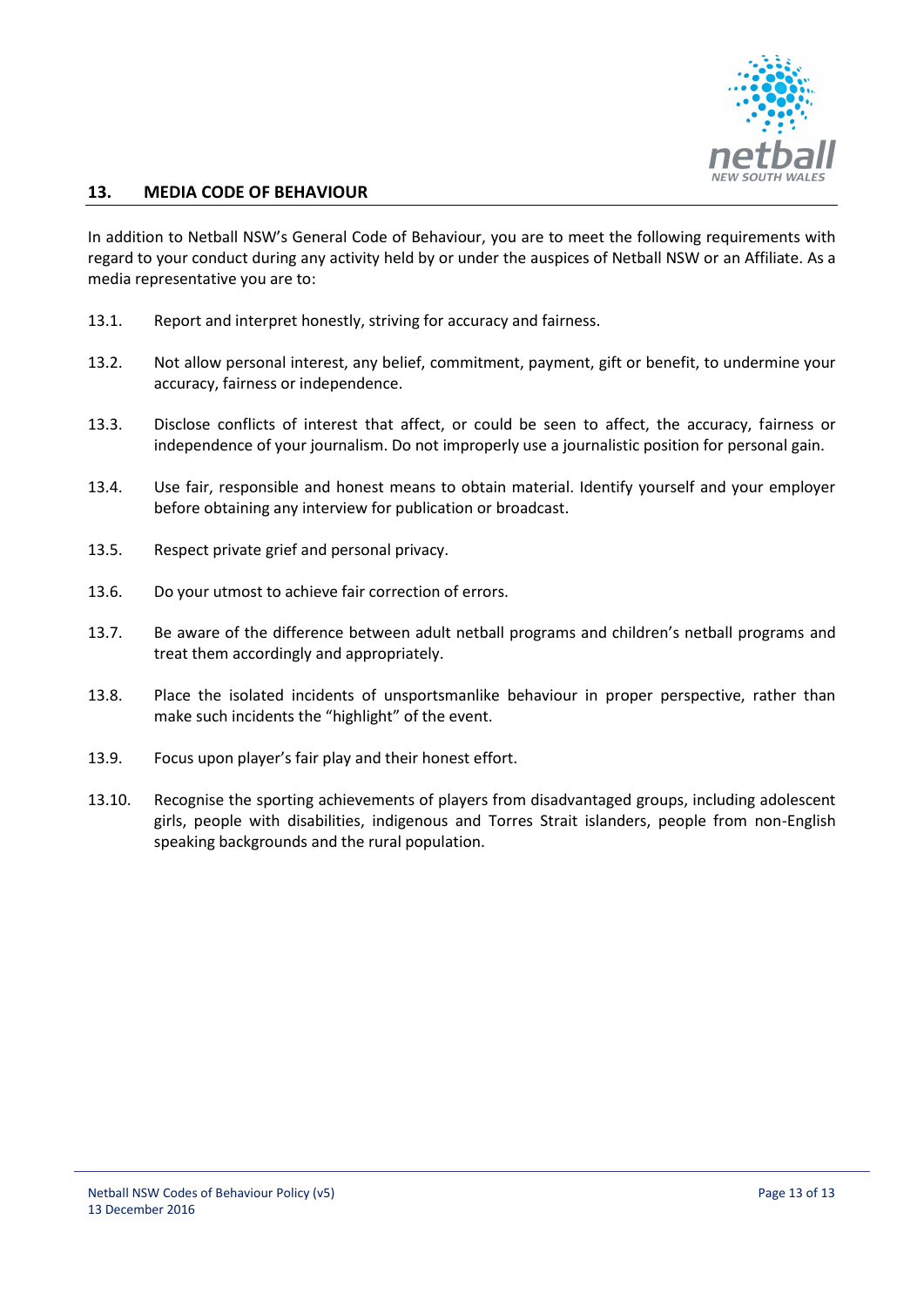## 13. MEDIA CODE OF BEHAVIOUR

In addition to Netball NSW's General Code of Behaviour, you are to meet the following requirements with regard to your conduct during any activity held by or under the auspices of Netball NSW or an Affiliate. As a media representative you are to:

13.1. Report and interpret honestly, striving for accuracy and fairness.

13.2. Not allow personal interest, any belief, commitment, payment, gift or benefit, to undermine your accuracy, fairness or independence.

13.3. Disclose conflicts of interest that affect, or could be seen to affect, the accuracy, fairness or independence of your journalism. Do not improperly use a journalistic position for personal gain.

13.4. Use fair, responsible and honest means to obtain material. Identify yourself and your employer before obtaining any interview for publication or broadcast.

13.5. Respect private grief and personal privacy.

13.6. Do your utmost to achieve fair correction of errors.

13.7. Be aware of the difference between adult netball programs and children's netball programs and treat them accordingly and appropriately.

13.8. Place the isolated incidents of unsportsmanlike behaviour in proper perspective, rather than make such incidents the "highlight" of the event.

13.9. Focus upon player's fair play and their honest effort.

13.10. Recognise the sporting achievements of players from disadvantaged groups, including adolescent girls, people with disabilities, indigenous and Torres Strait islanders, people from non-English speaking backgrounds and the rural population.